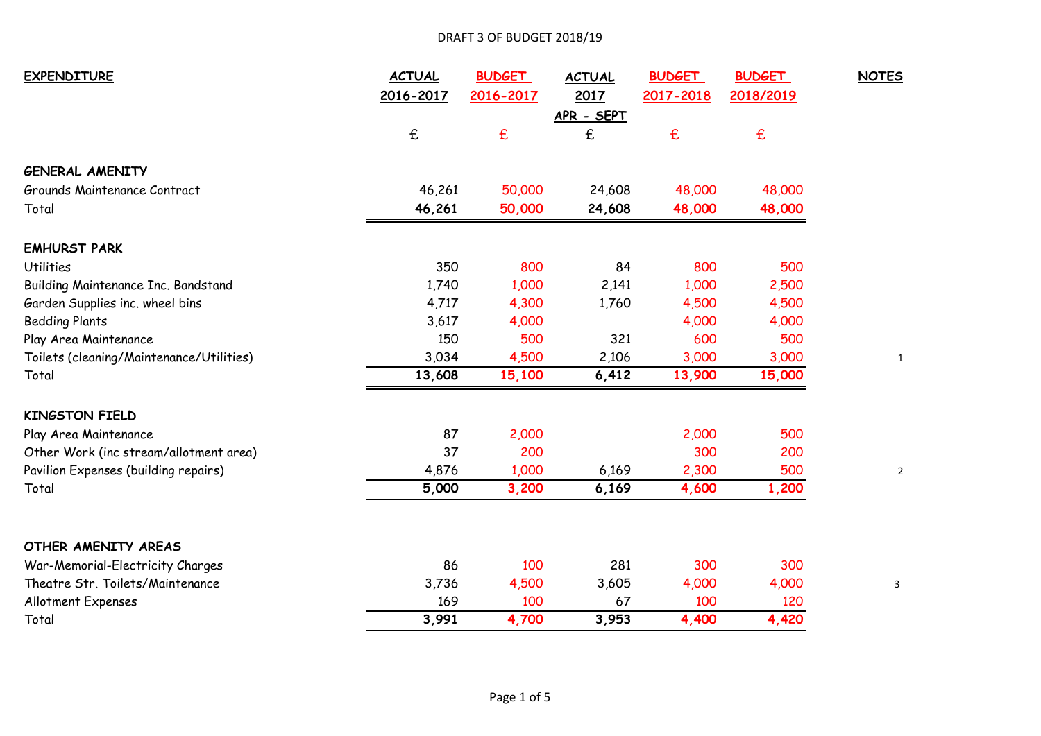DRAFT 3 OF BUDGET 2018/19

| EXPENDITURE | ACTUAL 2016-2017 | BUDGET 2016-2017 | ACTUAL 2017 APR - SEPT | BUDGET 2017-2018 | BUDGET 2018/2019 | NOTES |
|---|---|---|---|---|---|---|
| | £ | £ | £ | £ | £ | |
| **GENERAL AMENITY** | | | | | | |
| Grounds Maintenance Contract | 46,261 | 50,000 | 24,608 | 48,000 | 48,000 | |
| Total | **46,261** | **50,000** | **24,608** | **48,000** | **48,000** | |
| **EMHURST PARK** | | | | | | |
| Utilities | 350 | 800 | 84 | 800 | 500 | |
| Building Maintenance Inc. Bandstand | 1,740 | 1,000 | 2,141 | 1,000 | 2,500 | |
| Garden Supplies inc. wheel bins | 4,717 | 4,300 | 1,760 | 4,500 | 4,500 | |
| Bedding Plants | 3,617 | 4,000 | | 4,000 | 4,000 | |
| Play Area Maintenance | 150 | 500 | 321 | 600 | 500 | |
| Toilets (cleaning/Maintenance/Utilities) | 3,034 | 4,500 | 2,106 | 3,000 | 3,000 | 1 |
| Total | **13,608** | **15,100** | **6,412** | **13,900** | **15,000** | |
| **KINGSTON FIELD** | | | | | | |
| Play Area Maintenance | 87 | 2,000 | | 2,000 | 500 | |
| Other Work (inc stream/allotment area) | 37 | 200 | | 300 | 200 | |
| Pavilion Expenses (building repairs) | 4,876 | 1,000 | 6,169 | 2,300 | 500 | 2 |
| Total | **5,000** | **3,200** | **6,169** | **4,600** | **1,200** | |
| **OTHER AMENITY AREAS** | | | | | | |
| War-Memorial-Electricity Charges | 86 | 100 | 281 | 300 | 300 | |
| Theatre Str. Toilets/Maintenance | 3,736 | 4,500 | 3,605 | 4,000 | 4,000 | 3 |
| Allotment Expenses | 169 | 100 | 67 | 100 | 120 | |
| Total | **3,991** | **4,700** | **3,953** | **4,400** | **4,420** | |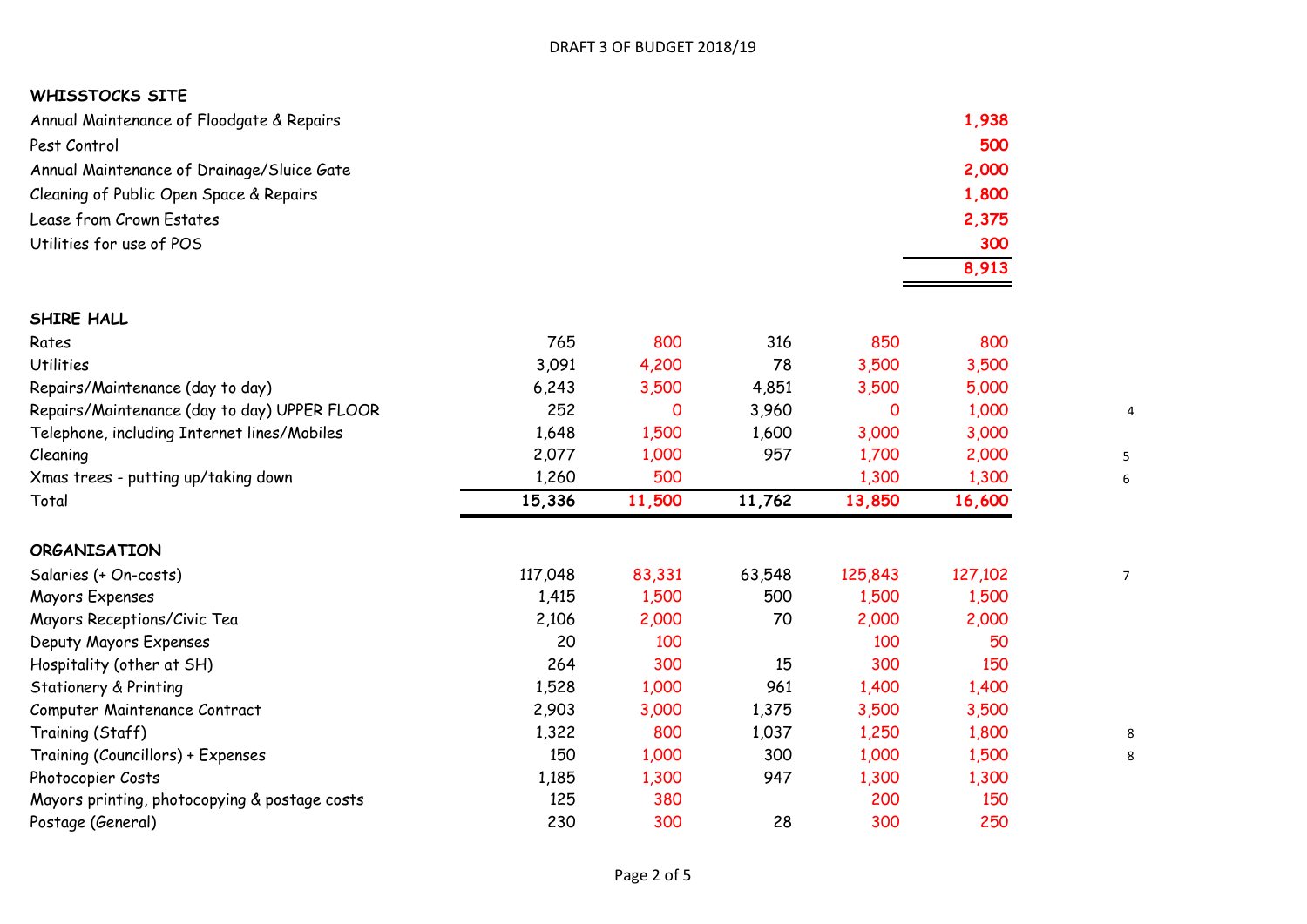DRAFT 3 OF BUDGET 2018/19

**WHISSTOCKS SITE**

| | | | | | | |
|---|---|---|---|---|---|---|
| Annual Maintenance of Floodgate & Repairs | | | | | **1,938** | |
| Pest Control | | | | | **500** | |
| Annual Maintenance of Drainage/Sluice Gate | | | | | **2,000** | |
| Cleaning of Public Open Space & Repairs | | | | | **1,800** | |
| Lease from Crown Estates | | | | | **2,375** | |
| Utilities for use of POS | | | | | **300** | |
| | | | | | **8,913** | |

**SHIRE HALL**

| | | | | | | |
|---|---|---|---|---|---|---|
| Rates | 765 | 800 | 316 | 850 | 800 | |
| Utilities | 3,091 | 4,200 | 78 | 3,500 | 3,500 | |
| Repairs/Maintenance (day to day) | 6,243 | 3,500 | 4,851 | 3,500 | 5,000 | |
| Repairs/Maintenance (day to day) UPPER FLOOR | 252 | 0 | 3,960 | 0 | 1,000 | 4 |
| Telephone, including Internet lines/Mobiles | 1,648 | 1,500 | 1,600 | 3,000 | 3,000 | |
| Cleaning | 2,077 | 1,000 | 957 | 1,700 | 2,000 | 5 |
| Xmas trees - putting up/taking down | 1,260 | 500 | | 1,300 | 1,300 | 6 |
| Total | **15,336** | **11,500** | **11,762** | **13,850** | **16,600** | |

**ORGANISATION**

| | | | | | | |
|---|---|---|---|---|---|---|
| Salaries (+ On-costs) | 117,048 | 83,331 | 63,548 | 125,843 | 127,102 | 7 |
| Mayors Expenses | 1,415 | 1,500 | 500 | 1,500 | 1,500 | |
| Mayors Receptions/Civic Tea | 2,106 | 2,000 | 70 | 2,000 | 2,000 | |
| Deputy Mayors Expenses | 20 | 100 | | 100 | 50 | |
| Hospitality (other at SH) | 264 | 300 | 15 | 300 | 150 | |
| Stationery & Printing | 1,528 | 1,000 | 961 | 1,400 | 1,400 | |
| Computer Maintenance Contract | 2,903 | 3,000 | 1,375 | 3,500 | 3,500 | |
| Training (Staff) | 1,322 | 800 | 1,037 | 1,250 | 1,800 | 8 |
| Training (Councillors) + Expenses | 150 | 1,000 | 300 | 1,000 | 1,500 | 8 |
| Photocopier Costs | 1,185 | 1,300 | 947 | 1,300 | 1,300 | |
| Mayors printing, photocopying & postage costs | 125 | 380 | | 200 | 150 | |
| Postage (General) | 230 | 300 | 28 | 300 | 250 | |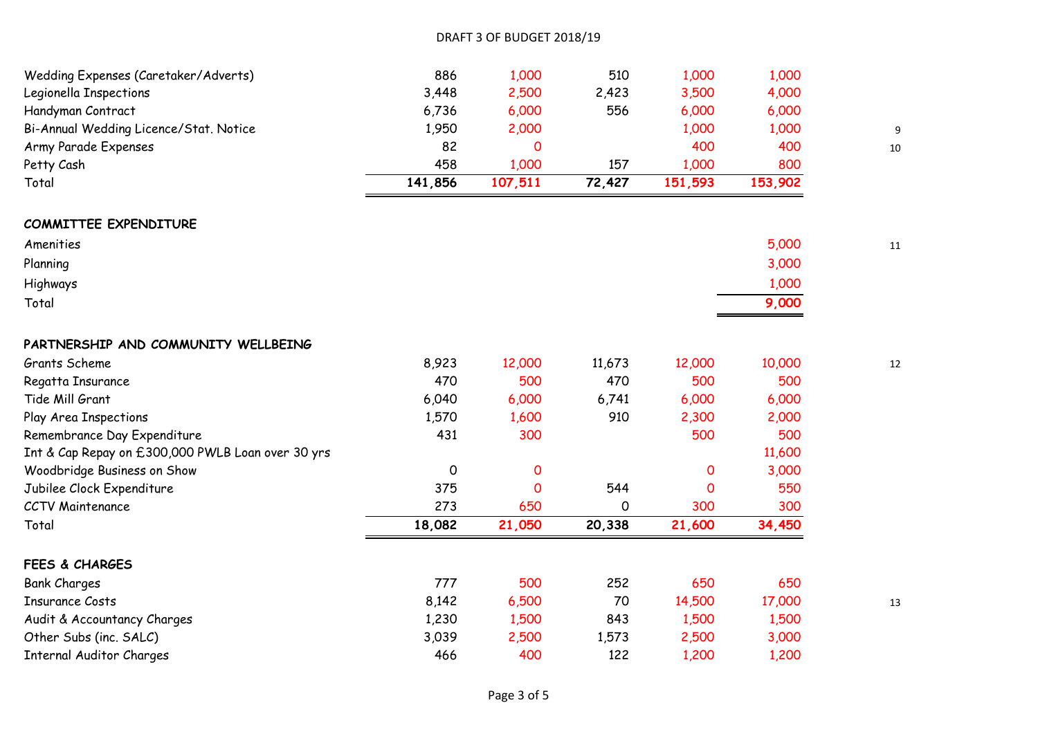DRAFT 3 OF BUDGET 2018/19

| | | | | | | |
|---|---|---|---|---|---|---|
| Wedding Expenses (Caretaker/Adverts) | 886 | 1,000 | 510 | 1,000 | 1,000 | |
| Legionella Inspections | 3,448 | 2,500 | 2,423 | 3,500 | 4,000 | |
| Handyman Contract | 6,736 | 6,000 | 556 | 6,000 | 6,000 | |
| Bi-Annual Wedding Licence/Stat. Notice | 1,950 | 2,000 | | 1,000 | 1,000 | 9 |
| Army Parade Expenses | 82 | 0 | | 400 | 400 | 10 |
| Petty Cash | 458 | 1,000 | 157 | 1,000 | 800 | |
| Total | **141,856** | **107,511** | **72,427** | **151,593** | **153,902** | |
| | | | | | | |
| **COMMITTEE EXPENDITURE** | | | | | | |
| Amenities | | | | | 5,000 | 11 |
| Planning | | | | | 3,000 | |
| Highways | | | | | 1,000 | |
| Total | | | | | **9,000** | |
| | | | | | | |
| **PARTNERSHIP AND COMMUNITY WELLBEING** | | | | | | |
| Grants Scheme | 8,923 | 12,000 | 11,673 | 12,000 | 10,000 | 12 |
| Regatta Insurance | 470 | 500 | 470 | 500 | 500 | |
| Tide Mill Grant | 6,040 | 6,000 | 6,741 | 6,000 | 6,000 | |
| Play Area Inspections | 1,570 | 1,600 | 910 | 2,300 | 2,000 | |
| Remembrance Day Expenditure | 431 | 300 | | 500 | 500 | |
| Int & Cap Repay on £300,000 PWLB Loan over 30 yrs | | | | | 11,600 | |
| Woodbridge Business on Show | 0 | 0 | | 0 | 3,000 | |
| Jubilee Clock Expenditure | 375 | 0 | 544 | 0 | 550 | |
| CCTV Maintenance | 273 | 650 | 0 | 300 | 300 | |
| Total | **18,082** | **21,050** | **20,338** | **21,600** | **34,450** | |
| | | | | | | |
| **FEES & CHARGES** | | | | | | |
| Bank Charges | 777 | 500 | 252 | 650 | 650 | |
| Insurance Costs | 8,142 | 6,500 | 70 | 14,500 | 17,000 | 13 |
| Audit & Accountancy Charges | 1,230 | 1,500 | 843 | 1,500 | 1,500 | |
| Other Subs (inc. SALC) | 3,039 | 2,500 | 1,573 | 2,500 | 3,000 | |
| Internal Auditor Charges | 466 | 400 | 122 | 1,200 | 1,200 | |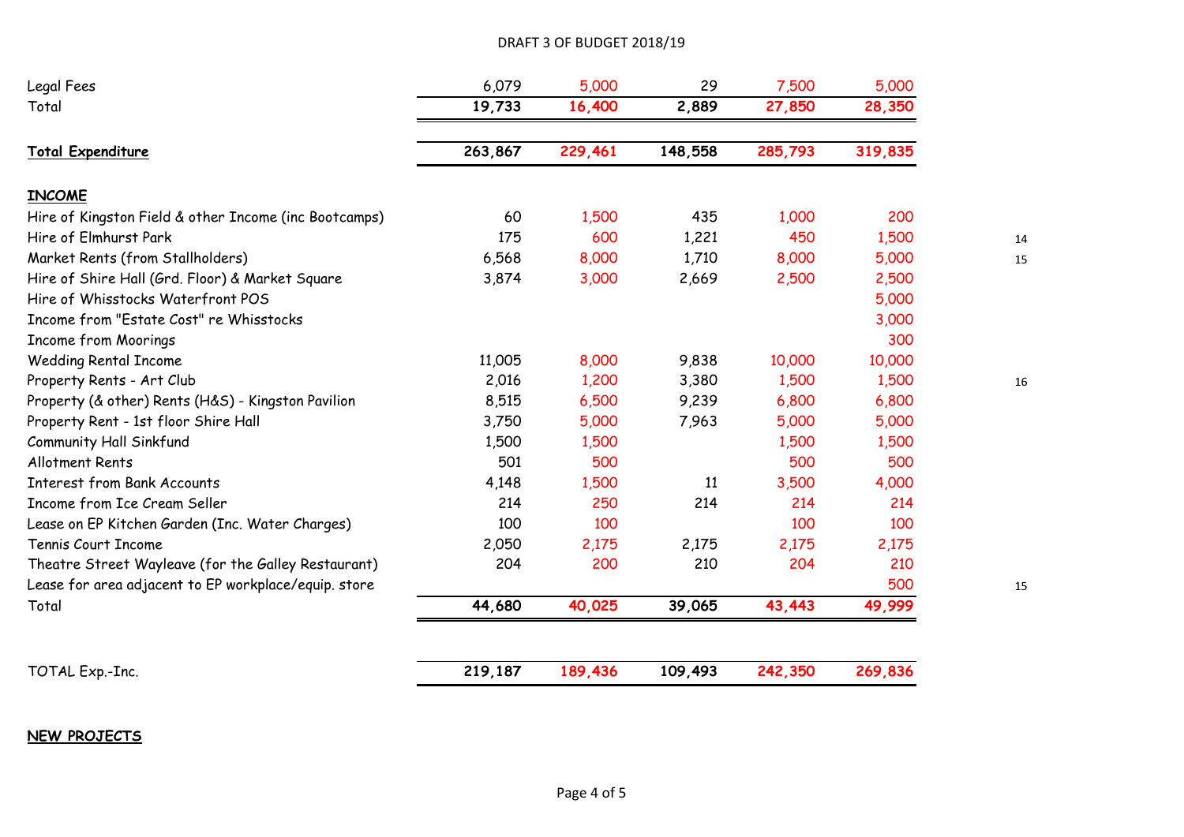DRAFT 3 OF BUDGET 2018/19

| | | | | | | |
|---|---|---|---|---|---|---|
| Legal Fees | 6,079 | 5,000 | 29 | 7,500 | 5,000 | |
| Total | **19,733** | **16,400** | **2,889** | **27,850** | **28,350** | |
| | | | | | | |
| **Total Expenditure** | **263,867** | **229,461** | **148,558** | **285,793** | **319,835** | |
| | | | | | | |
| **INCOME** | | | | | | |
| Hire of Kingston Field & other Income (inc Bootcamps) | 60 | 1,500 | 435 | 1,000 | 200 | |
| Hire of Elmhurst Park | 175 | 600 | 1,221 | 450 | 1,500 | 14 |
| Market Rents (from Stallholders) | 6,568 | 8,000 | 1,710 | 8,000 | 5,000 | 15 |
| Hire of Shire Hall (Grd. Floor) & Market Square | 3,874 | 3,000 | 2,669 | 2,500 | 2,500 | |
| Hire of Whisstocks Waterfront POS | | | | | 5,000 | |
| Income from "Estate Cost" re Whisstocks | | | | | 3,000 | |
| Income from Moorings | | | | | 300 | |
| Wedding Rental Income | 11,005 | 8,000 | 9,838 | 10,000 | 10,000 | |
| Property Rents - Art Club | 2,016 | 1,200 | 3,380 | 1,500 | 1,500 | 16 |
| Property (& other) Rents (H&S) - Kingston Pavilion | 8,515 | 6,500 | 9,239 | 6,800 | 6,800 | |
| Property Rent - 1st floor Shire Hall | 3,750 | 5,000 | 7,963 | 5,000 | 5,000 | |
| Community Hall Sinkfund | 1,500 | 1,500 | | 1,500 | 1,500 | |
| Allotment Rents | 501 | 500 | | 500 | 500 | |
| Interest from Bank Accounts | 4,148 | 1,500 | 11 | 3,500 | 4,000 | |
| Income from Ice Cream Seller | 214 | 250 | 214 | 214 | 214 | |
| Lease on EP Kitchen Garden (Inc. Water Charges) | 100 | 100 | | 100 | 100 | |
| Tennis Court Income | 2,050 | 2,175 | 2,175 | 2,175 | 2,175 | |
| Theatre Street Wayleave (for the Galley Restaurant) | 204 | 200 | 210 | 204 | 210 | |
| Lease for area adjacent to EP workplace/equip. store | | | | | 500 | 15 |
| Total | **44,680** | **40,025** | **39,065** | **43,443** | **49,999** | |
| | | | | | | |
| TOTAL Exp.-Inc. | **219,187** | **189,436** | **109,493** | **242,350** | **269,836** | |

**NEW PROJECTS**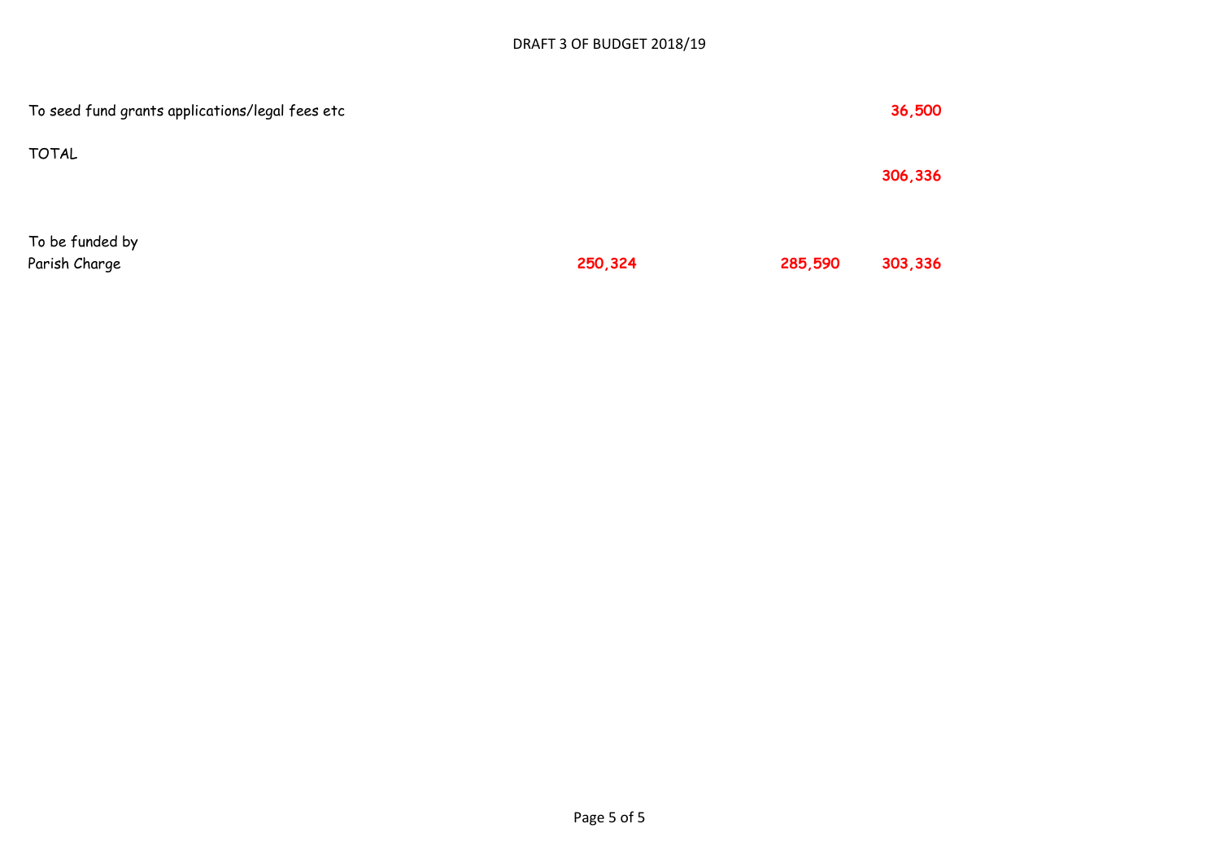DRAFT 3 OF BUDGET 2018/19

| | | | |
|---|---|---|---|
| To seed fund grants applications/legal fees etc | | | **36,500** |
| TOTAL | | | **306,336** |
| To be funded by | | | |
| Parish Charge | **250,324** | **285,590** | **303,336** |